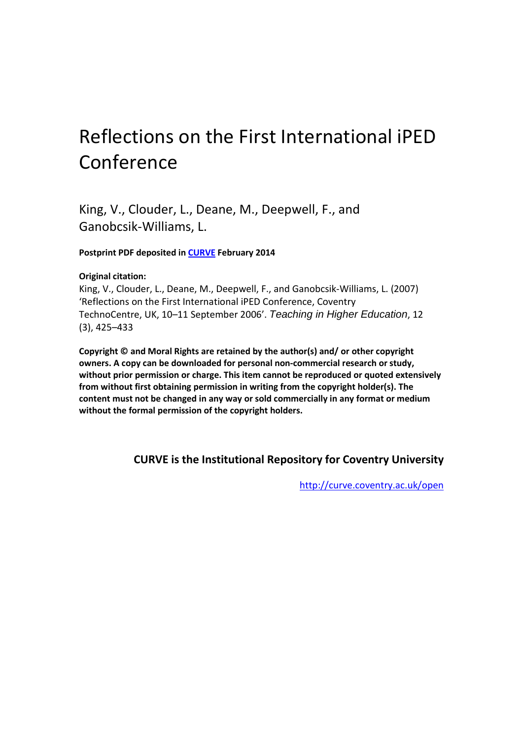# Reflections on the First International iPED Conference

King, V., Clouder, L., Deane, M., Deepwell, F., and Ganobcsik-Williams, L.

**Postprint PDF deposited in CURVE February 2014**

**Original citation:**

King, V., Clouder, L., Deane, M., Deepwell, F., and Ganobcsik-Williams, L. (2007) 'Reflections on the First International iPED Conference, Coventry TechnoCentre, UK, 10–11 September 2006'. *Teaching in Higher Education*, 12 (3), 425–433

**Copyright © and Moral Rights are retained by the author(s) and/ or other copyright owners. A copy can be downloaded for personal non-commercial research or study, without prior permission or charge. This item cannot be reproduced or quoted extensively from without first obtaining permission in writing from the copyright holder(s). The content must not be changed in any way or sold commercially in any format or medium without the formal permission of the copyright holders.**

**CURVE is the Institutional Repository for Coventry University**

http://curve.coventry.ac.uk/open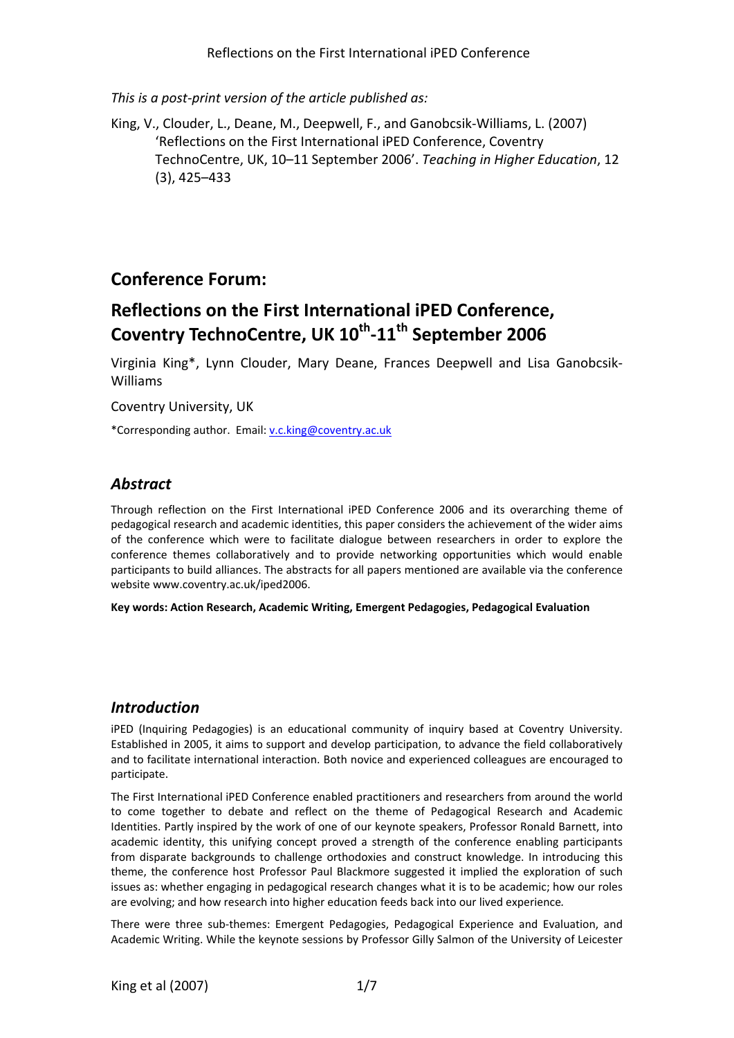*This is a post-print version of the article published as:*

King, V., Clouder, L., Deane, M., Deepwell, F., and Ganobcsik-Williams, L. (2007) 'Reflections on the First International iPED Conference, Coventry TechnoCentre, UK, 10–11 September 2006'. *Teaching in Higher Education*, 12 (3), 425–433

## Conference Forum:

# Reflections on the First International iPED Conference, Coventry TechnoCentre, UK 10th-11th September 2006

Virginia King*, Lynn Clouder, Mary Deane, Frances Deepwell and Lisa Ganobcsik-Williams

Coventry University, UK

*Corresponding author. Email: v.c.king@coventry.ac.uk

## *Abstract*

Through reflection on the First International iPED Conference 2006 and its overarching theme of pedagogical research and academic identities, this paper considers the achievement of the wider aims of the conference which were to facilitate dialogue between researchers in order to explore the conference themes collaboratively and to provide networking opportunities which would enable participants to build alliances. The abstracts for all papers mentioned are available via the conference website www.coventry.ac.uk/iped2006.

**Key words: Action Research, Academic Writing, Emergent Pedagogies, Pedagogical Evaluation**

## *Introduction*

iPED (Inquiring Pedagogies) is an educational community of inquiry based at Coventry University. Established in 2005, it aims to support and develop participation, to advance the field collaboratively and to facilitate international interaction. Both novice and experienced colleagues are encouraged to participate.

The First International iPED Conference enabled practitioners and researchers from around the world to come together to debate and reflect on the theme of Pedagogical Research and Academic Identities. Partly inspired by the work of one of our keynote speakers, Professor Ronald Barnett, into academic identity, this unifying concept proved a strength of the conference enabling participants from disparate backgrounds to challenge orthodoxies and construct knowledge. In introducing this theme, the conference host Professor Paul Blackmore suggested it implied the exploration of such issues as: whether engaging in pedagogical research changes what it is to be academic; how our roles are evolving; and how research into higher education feeds back into our lived experience.

There were three sub-themes: Emergent Pedagogies, Pedagogical Experience and Evaluation, and Academic Writing. While the keynote sessions by Professor Gilly Salmon of the University of Leicester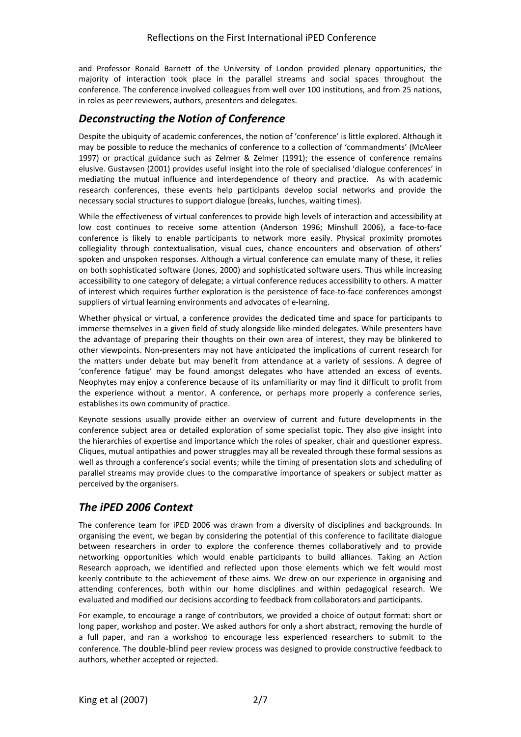and Professor Ronald Barnett of the University of London provided plenary opportunities, the majority of interaction took place in the parallel streams and social spaces throughout the conference. The conference involved colleagues from well over 100 institutions, and from 25 nations, in roles as peer reviewers, authors, presenters and delegates.

## *Deconstructing the Notion of Conference*

Despite the ubiquity of academic conferences, the notion of 'conference' is little explored. Although it may be possible to reduce the mechanics of conference to a collection of 'commandments' (McAleer 1997) or practical guidance such as Zelmer & Zelmer (1991); the essence of conference remains elusive. Gustavsen (2001) provides useful insight into the role of specialised 'dialogue conferences' in mediating the mutual influence and interdependence of theory and practice. As with academic research conferences, these events help participants develop social networks and provide the necessary social structures to support dialogue (breaks, lunches, waiting times).

While the effectiveness of virtual conferences to provide high levels of interaction and accessibility at low cost continues to receive some attention (Anderson 1996; Minshull 2006), a face-to-face conference is likely to enable participants to network more easily. Physical proximity promotes collegiality through contextualisation, visual cues, chance encounters and observation of others' spoken and unspoken responses. Although a virtual conference can emulate many of these, it relies on both sophisticated software (Jones, 2000) and sophisticated software users. Thus while increasing accessibility to one category of delegate; a virtual conference reduces accessibility to others. A matter of interest which requires further exploration is the persistence of face-to-face conferences amongst suppliers of virtual learning environments and advocates of e-learning.

Whether physical or virtual, a conference provides the dedicated time and space for participants to immerse themselves in a given field of study alongside like-minded delegates. While presenters have the advantage of preparing their thoughts on their own area of interest, they may be blinkered to other viewpoints. Non-presenters may not have anticipated the implications of current research for the matters under debate but may benefit from attendance at a variety of sessions. A degree of 'conference fatigue' may be found amongst delegates who have attended an excess of events. Neophytes may enjoy a conference because of its unfamiliarity or may find it difficult to profit from the experience without a mentor. A conference, or perhaps more properly a conference series, establishes its own community of practice.

Keynote sessions usually provide either an overview of current and future developments in the conference subject area or detailed exploration of some specialist topic. They also give insight into the hierarchies of expertise and importance which the roles of speaker, chair and questioner express. Cliques, mutual antipathies and power struggles may all be revealed through these formal sessions as well as through a conference's social events; while the timing of presentation slots and scheduling of parallel streams may provide clues to the comparative importance of speakers or subject matter as perceived by the organisers.

## *The iPED 2006 Context*

The conference team for iPED 2006 was drawn from a diversity of disciplines and backgrounds. In organising the event, we began by considering the potential of this conference to facilitate dialogue between researchers in order to explore the conference themes collaboratively and to provide networking opportunities which would enable participants to build alliances. Taking an Action Research approach, we identified and reflected upon those elements which we felt would most keenly contribute to the achievement of these aims. We drew on our experience in organising and attending conferences, both within our home disciplines and within pedagogical research. We evaluated and modified our decisions according to feedback from collaborators and participants.

For example, to encourage a range of contributors, we provided a choice of output format: short or long paper, workshop and poster. We asked authors for only a short abstract, removing the hurdle of a full paper, and ran a workshop to encourage less experienced researchers to submit to the conference. The double-blind peer review process was designed to provide constructive feedback to authors, whether accepted or rejected.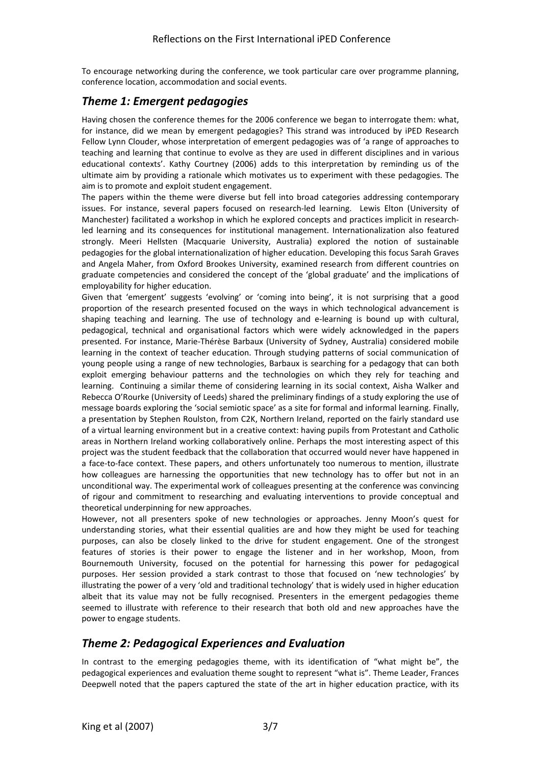To encourage networking during the conference, we took particular care over programme planning, conference location, accommodation and social events.

## *Theme 1: Emergent pedagogies*

Having chosen the conference themes for the 2006 conference we began to interrogate them: what, for instance, did we mean by emergent pedagogies? This strand was introduced by iPED Research Fellow Lynn Clouder, whose interpretation of emergent pedagogies was of 'a range of approaches to teaching and learning that continue to evolve as they are used in different disciplines and in various educational contexts'. Kathy Courtney (2006) adds to this interpretation by reminding us of the ultimate aim by providing a rationale which motivates us to experiment with these pedagogies. The aim is to promote and exploit student engagement.

The papers within the theme were diverse but fell into broad categories addressing contemporary issues. For instance, several papers focused on research-led learning. Lewis Elton (University of Manchester) facilitated a workshop in which he explored concepts and practices implicit in research-led learning and its consequences for institutional management. Internationalization also featured strongly. Meeri Hellsten (Macquarie University, Australia) explored the notion of sustainable pedagogies for the global internationalization of higher education. Developing this focus Sarah Graves and Angela Maher, from Oxford Brookes University, examined research from different countries on graduate competencies and considered the concept of the 'global graduate' and the implications of employability for higher education.

Given that 'emergent' suggests 'evolving' or 'coming into being', it is not surprising that a good proportion of the research presented focused on the ways in which technological advancement is shaping teaching and learning. The use of technology and e-learning is bound up with cultural, pedagogical, technical and organisational factors which were widely acknowledged in the papers presented. For instance, Marie-Thérèse Barbaux (University of Sydney, Australia) considered mobile learning in the context of teacher education. Through studying patterns of social communication of young people using a range of new technologies, Barbaux is searching for a pedagogy that can both exploit emerging behaviour patterns and the technologies on which they rely for teaching and learning. Continuing a similar theme of considering learning in its social context, Aisha Walker and Rebecca O'Rourke (University of Leeds) shared the preliminary findings of a study exploring the use of message boards exploring the 'social semiotic space' as a site for formal and informal learning. Finally, a presentation by Stephen Roulston, from C2K, Northern Ireland, reported on the fairly standard use of a virtual learning environment but in a creative context: having pupils from Protestant and Catholic areas in Northern Ireland working collaboratively online. Perhaps the most interesting aspect of this project was the student feedback that the collaboration that occurred would never have happened in a face-to-face context. These papers, and others unfortunately too numerous to mention, illustrate how colleagues are harnessing the opportunities that new technology has to offer but not in an unconditional way. The experimental work of colleagues presenting at the conference was convincing of rigour and commitment to researching and evaluating interventions to provide conceptual and theoretical underpinning for new approaches.

However, not all presenters spoke of new technologies or approaches. Jenny Moon's quest for understanding stories, what their essential qualities are and how they might be used for teaching purposes, can also be closely linked to the drive for student engagement. One of the strongest features of stories is their power to engage the listener and in her workshop, Moon, from Bournemouth University, focused on the potential for harnessing this power for pedagogical purposes. Her session provided a stark contrast to those that focused on 'new technologies' by illustrating the power of a very 'old and traditional technology' that is widely used in higher education albeit that its value may not be fully recognised. Presenters in the emergent pedagogies theme seemed to illustrate with reference to their research that both old and new approaches have the power to engage students.

## *Theme 2: Pedagogical Experiences and Evaluation*

In contrast to the emerging pedagogies theme, with its identification of "what might be", the pedagogical experiences and evaluation theme sought to represent "what is". Theme Leader, Frances Deepwell noted that the papers captured the state of the art in higher education practice, with its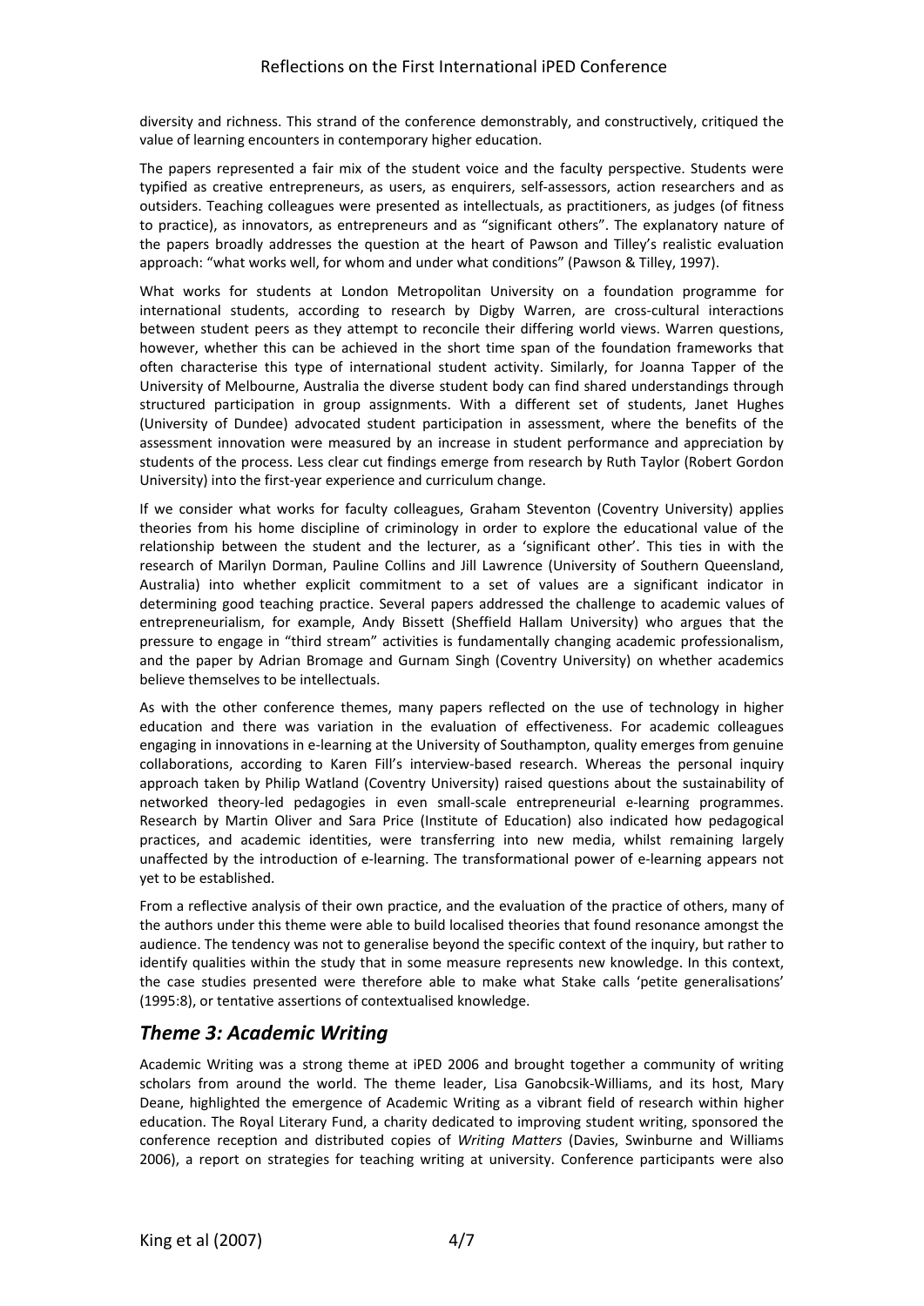diversity and richness. This strand of the conference demonstrably, and constructively, critiqued the value of learning encounters in contemporary higher education.

The papers represented a fair mix of the student voice and the faculty perspective. Students were typified as creative entrepreneurs, as users, as enquirers, self-assessors, action researchers and as outsiders. Teaching colleagues were presented as intellectuals, as practitioners, as judges (of fitness to practice), as innovators, as entrepreneurs and as "significant others". The explanatory nature of the papers broadly addresses the question at the heart of Pawson and Tilley's realistic evaluation approach: "what works well, for whom and under what conditions" (Pawson & Tilley, 1997).

What works for students at London Metropolitan University on a foundation programme for international students, according to research by Digby Warren, are cross-cultural interactions between student peers as they attempt to reconcile their differing world views. Warren questions, however, whether this can be achieved in the short time span of the foundation frameworks that often characterise this type of international student activity. Similarly, for Joanna Tapper of the University of Melbourne, Australia the diverse student body can find shared understandings through structured participation in group assignments. With a different set of students, Janet Hughes (University of Dundee) advocated student participation in assessment, where the benefits of the assessment innovation were measured by an increase in student performance and appreciation by students of the process. Less clear cut findings emerge from research by Ruth Taylor (Robert Gordon University) into the first-year experience and curriculum change.

If we consider what works for faculty colleagues, Graham Steventon (Coventry University) applies theories from his home discipline of criminology in order to explore the educational value of the relationship between the student and the lecturer, as a 'significant other'. This ties in with the research of Marilyn Dorman, Pauline Collins and Jill Lawrence (University of Southern Queensland, Australia) into whether explicit commitment to a set of values are a significant indicator in determining good teaching practice. Several papers addressed the challenge to academic values of entrepreneurialism, for example, Andy Bissett (Sheffield Hallam University) who argues that the pressure to engage in "third stream" activities is fundamentally changing academic professionalism, and the paper by Adrian Bromage and Gurnam Singh (Coventry University) on whether academics believe themselves to be intellectuals.

As with the other conference themes, many papers reflected on the use of technology in higher education and there was variation in the evaluation of effectiveness. For academic colleagues engaging in innovations in e-learning at the University of Southampton, quality emerges from genuine collaborations, according to Karen Fill's interview-based research. Whereas the personal inquiry approach taken by Philip Watland (Coventry University) raised questions about the sustainability of networked theory-led pedagogies in even small-scale entrepreneurial e-learning programmes. Research by Martin Oliver and Sara Price (Institute of Education) also indicated how pedagogical practices, and academic identities, were transferring into new media, whilst remaining largely unaffected by the introduction of e-learning. The transformational power of e-learning appears not yet to be established.

From a reflective analysis of their own practice, and the evaluation of the practice of others, many of the authors under this theme were able to build localised theories that found resonance amongst the audience. The tendency was not to generalise beyond the specific context of the inquiry, but rather to identify qualities within the study that in some measure represents new knowledge. In this context, the case studies presented were therefore able to make what Stake calls 'petite generalisations' (1995:8), or tentative assertions of contextualised knowledge.

## *Theme 3: Academic Writing*

Academic Writing was a strong theme at iPED 2006 and brought together a community of writing scholars from around the world. The theme leader, Lisa Ganobcsik-Williams, and its host, Mary Deane, highlighted the emergence of Academic Writing as a vibrant field of research within higher education. The Royal Literary Fund, a charity dedicated to improving student writing, sponsored the conference reception and distributed copies of *Writing Matters* (Davies, Swinburne and Williams 2006), a report on strategies for teaching writing at university. Conference participants were also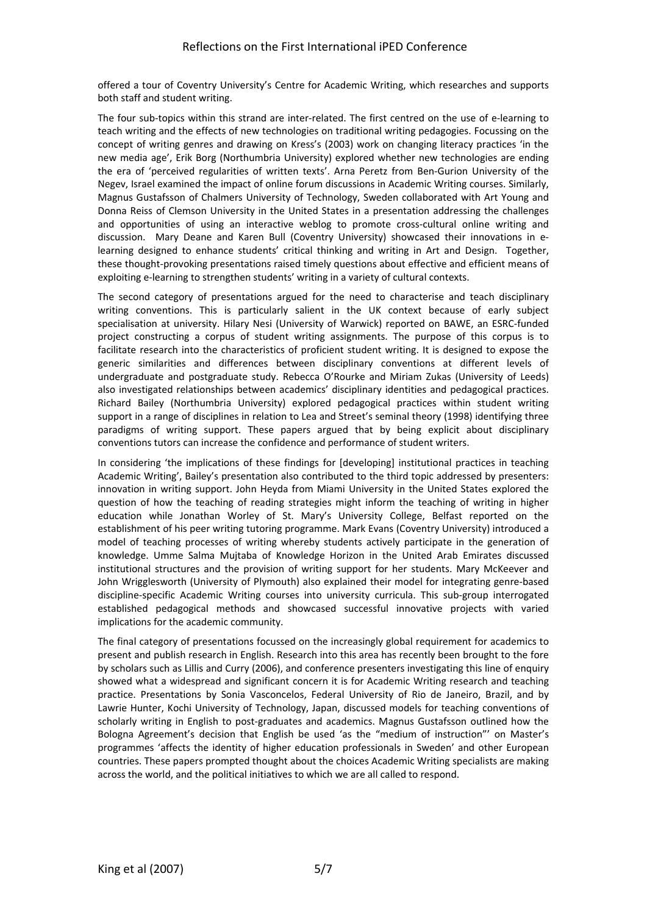offered a tour of Coventry University's Centre for Academic Writing, which researches and supports both staff and student writing.

The four sub-topics within this strand are inter-related. The first centred on the use of e-learning to teach writing and the effects of new technologies on traditional writing pedagogies. Focussing on the concept of writing genres and drawing on Kress's (2003) work on changing literacy practices 'in the new media age', Erik Borg (Northumbria University) explored whether new technologies are ending the era of 'perceived regularities of written texts'. Arna Peretz from Ben-Gurion University of the Negev, Israel examined the impact of online forum discussions in Academic Writing courses. Similarly, Magnus Gustafsson of Chalmers University of Technology, Sweden collaborated with Art Young and Donna Reiss of Clemson University in the United States in a presentation addressing the challenges and opportunities of using an interactive weblog to promote cross-cultural online writing and discussion. Mary Deane and Karen Bull (Coventry University) showcased their innovations in e-learning designed to enhance students' critical thinking and writing in Art and Design. Together, these thought-provoking presentations raised timely questions about effective and efficient means of exploiting e-learning to strengthen students' writing in a variety of cultural contexts.

The second category of presentations argued for the need to characterise and teach disciplinary writing conventions. This is particularly salient in the UK context because of early subject specialisation at university. Hilary Nesi (University of Warwick) reported on BAWE, an ESRC-funded project constructing a corpus of student writing assignments. The purpose of this corpus is to facilitate research into the characteristics of proficient student writing. It is designed to expose the generic similarities and differences between disciplinary conventions at different levels of undergraduate and postgraduate study. Rebecca O'Rourke and Miriam Zukas (University of Leeds) also investigated relationships between academics' disciplinary identities and pedagogical practices. Richard Bailey (Northumbria University) explored pedagogical practices within student writing support in a range of disciplines in relation to Lea and Street's seminal theory (1998) identifying three paradigms of writing support. These papers argued that by being explicit about disciplinary conventions tutors can increase the confidence and performance of student writers.

In considering 'the implications of these findings for [developing] institutional practices in teaching Academic Writing', Bailey's presentation also contributed to the third topic addressed by presenters: innovation in writing support. John Heyda from Miami University in the United States explored the question of how the teaching of reading strategies might inform the teaching of writing in higher education while Jonathan Worley of St. Mary's University College, Belfast reported on the establishment of his peer writing tutoring programme. Mark Evans (Coventry University) introduced a model of teaching processes of writing whereby students actively participate in the generation of knowledge. Umme Salma Mujtaba of Knowledge Horizon in the United Arab Emirates discussed institutional structures and the provision of writing support for her students. Mary McKeever and John Wrigglesworth (University of Plymouth) also explained their model for integrating genre-based discipline-specific Academic Writing courses into university curricula. This sub-group interrogated established pedagogical methods and showcased successful innovative projects with varied implications for the academic community.

The final category of presentations focussed on the increasingly global requirement for academics to present and publish research in English. Research into this area has recently been brought to the fore by scholars such as Lillis and Curry (2006), and conference presenters investigating this line of enquiry showed what a widespread and significant concern it is for Academic Writing research and teaching practice. Presentations by Sonia Vasconcelos, Federal University of Rio de Janeiro, Brazil, and by Lawrie Hunter, Kochi University of Technology, Japan, discussed models for teaching conventions of scholarly writing in English to post-graduates and academics. Magnus Gustafsson outlined how the Bologna Agreement's decision that English be used 'as the "medium of instruction"' on Master's programmes 'affects the identity of higher education professionals in Sweden' and other European countries. These papers prompted thought about the choices Academic Writing specialists are making across the world, and the political initiatives to which we are all called to respond.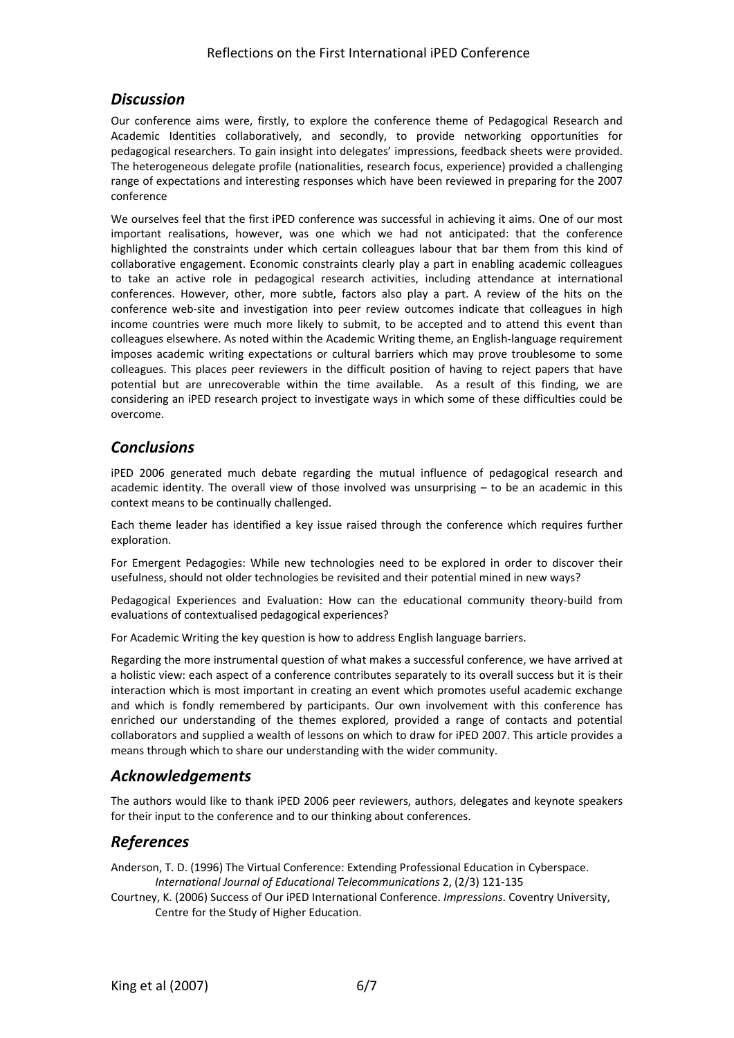## *Discussion*

Our conference aims were, firstly, to explore the conference theme of Pedagogical Research and Academic Identities collaboratively, and secondly, to provide networking opportunities for pedagogical researchers. To gain insight into delegates' impressions, feedback sheets were provided. The heterogeneous delegate profile (nationalities, research focus, experience) provided a challenging range of expectations and interesting responses which have been reviewed in preparing for the 2007 conference

We ourselves feel that the first iPED conference was successful in achieving it aims. One of our most important realisations, however, was one which we had not anticipated: that the conference highlighted the constraints under which certain colleagues labour that bar them from this kind of collaborative engagement. Economic constraints clearly play a part in enabling academic colleagues to take an active role in pedagogical research activities, including attendance at international conferences. However, other, more subtle, factors also play a part. A review of the hits on the conference web-site and investigation into peer review outcomes indicate that colleagues in high income countries were much more likely to submit, to be accepted and to attend this event than colleagues elsewhere. As noted within the Academic Writing theme, an English-language requirement imposes academic writing expectations or cultural barriers which may prove troublesome to some colleagues. This places peer reviewers in the difficult position of having to reject papers that have potential but are unrecoverable within the time available. As a result of this finding, we are considering an iPED research project to investigate ways in which some of these difficulties could be overcome.

## *Conclusions*

iPED 2006 generated much debate regarding the mutual influence of pedagogical research and academic identity. The overall view of those involved was unsurprising – to be an academic in this context means to be continually challenged.

Each theme leader has identified a key issue raised through the conference which requires further exploration.

For Emergent Pedagogies: While new technologies need to be explored in order to discover their usefulness, should not older technologies be revisited and their potential mined in new ways?

Pedagogical Experiences and Evaluation: How can the educational community theory-build from evaluations of contextualised pedagogical experiences?

For Academic Writing the key question is how to address English language barriers.

Regarding the more instrumental question of what makes a successful conference, we have arrived at a holistic view: each aspect of a conference contributes separately to its overall success but it is their interaction which is most important in creating an event which promotes useful academic exchange and which is fondly remembered by participants. Our own involvement with this conference has enriched our understanding of the themes explored, provided a range of contacts and potential collaborators and supplied a wealth of lessons on which to draw for iPED 2007. This article provides a means through which to share our understanding with the wider community.

## *Acknowledgements*

The authors would like to thank iPED 2006 peer reviewers, authors, delegates and keynote speakers for their input to the conference and to our thinking about conferences.

## *References*

Anderson, T. D. (1996) The Virtual Conference: Extending Professional Education in Cyberspace. *International Journal of Educational Telecommunications* 2, (2/3) 121-135

Courtney, K. (2006) Success of Our iPED International Conference. *Impressions*. Coventry University, Centre for the Study of Higher Education.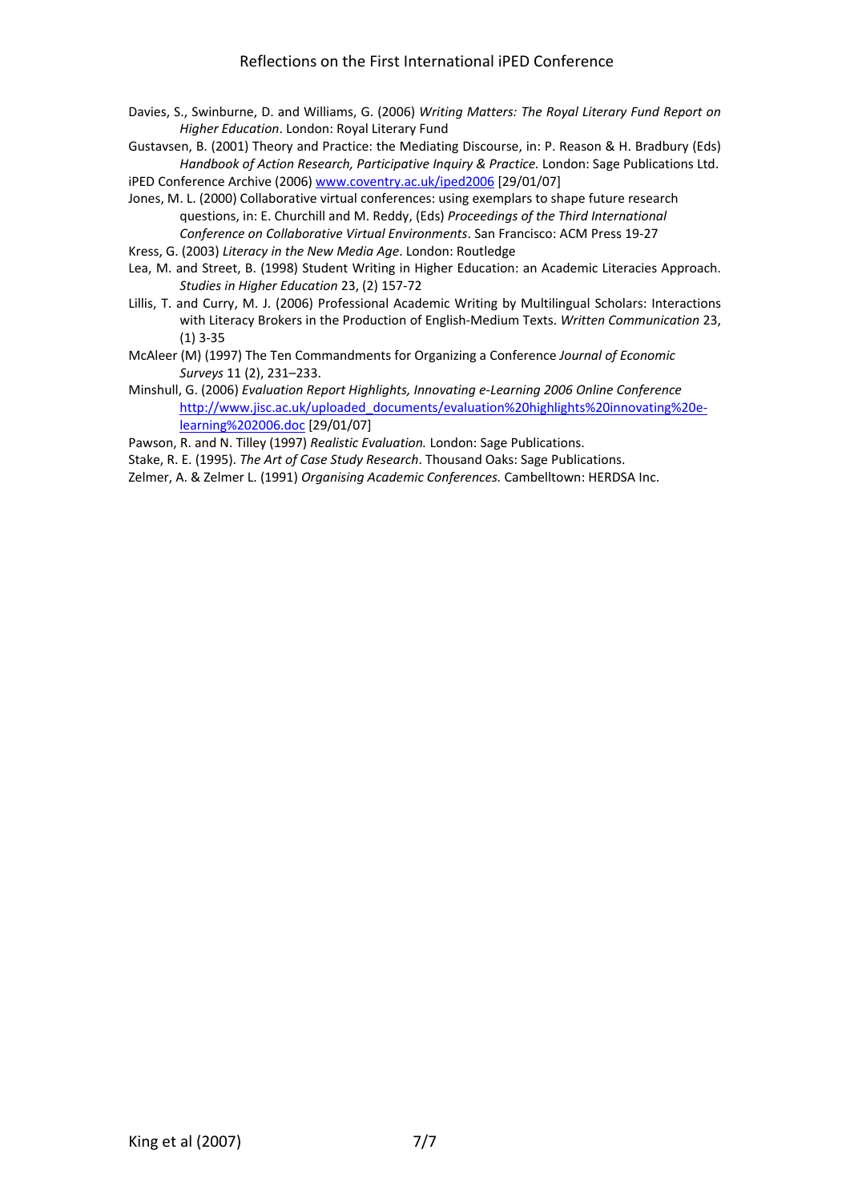Davies, S., Swinburne, D. and Williams, G. (2006) *Writing Matters: The Royal Literary Fund Report on Higher Education*. London: Royal Literary Fund

Gustavsen, B. (2001) Theory and Practice: the Mediating Discourse, in: P. Reason & H. Bradbury (Eds) *Handbook of Action Research, Participative Inquiry & Practice.* London: Sage Publications Ltd.

iPED Conference Archive (2006) [www.coventry.ac.uk/iped2006](www.coventry.ac.uk/iped2006) [29/01/07]

Jones, M. L. (2000) Collaborative virtual conferences: using exemplars to shape future research questions, in: E. Churchill and M. Reddy, (Eds) *Proceedings of the Third International Conference on Collaborative Virtual Environments*. San Francisco: ACM Press 19-27

Kress, G. (2003) *Literacy in the New Media Age*. London: Routledge

Lea, M. and Street, B. (1998) Student Writing in Higher Education: an Academic Literacies Approach. *Studies in Higher Education* 23, (2) 157-72

Lillis, T. and Curry, M. J. (2006) Professional Academic Writing by Multilingual Scholars: Interactions with Literacy Brokers in the Production of English-Medium Texts. *Written Communication* 23, (1) 3-35

McAleer (M) (1997) The Ten Commandments for Organizing a Conference *Journal of Economic Surveys* 11 (2), 231–233.

Minshull, G. (2006) *Evaluation Report Highlights, Innovating e-Learning 2006 Online Conference* [http://www.jisc.ac.uk/uploaded_documents/evaluation%20highlights%20innovating%20e-learning%202006.doc](http://www.jisc.ac.uk/uploaded_documents/evaluation%20highlights%20innovating%20e-learning%202006.doc) [29/01/07]

Pawson, R. and N. Tilley (1997) *Realistic Evaluation.* London: Sage Publications.

Stake, R. E. (1995). *The Art of Case Study Research*. Thousand Oaks: Sage Publications.

Zelmer, A. & Zelmer L. (1991) *Organising Academic Conferences.* Cambelltown: HERDSA Inc.